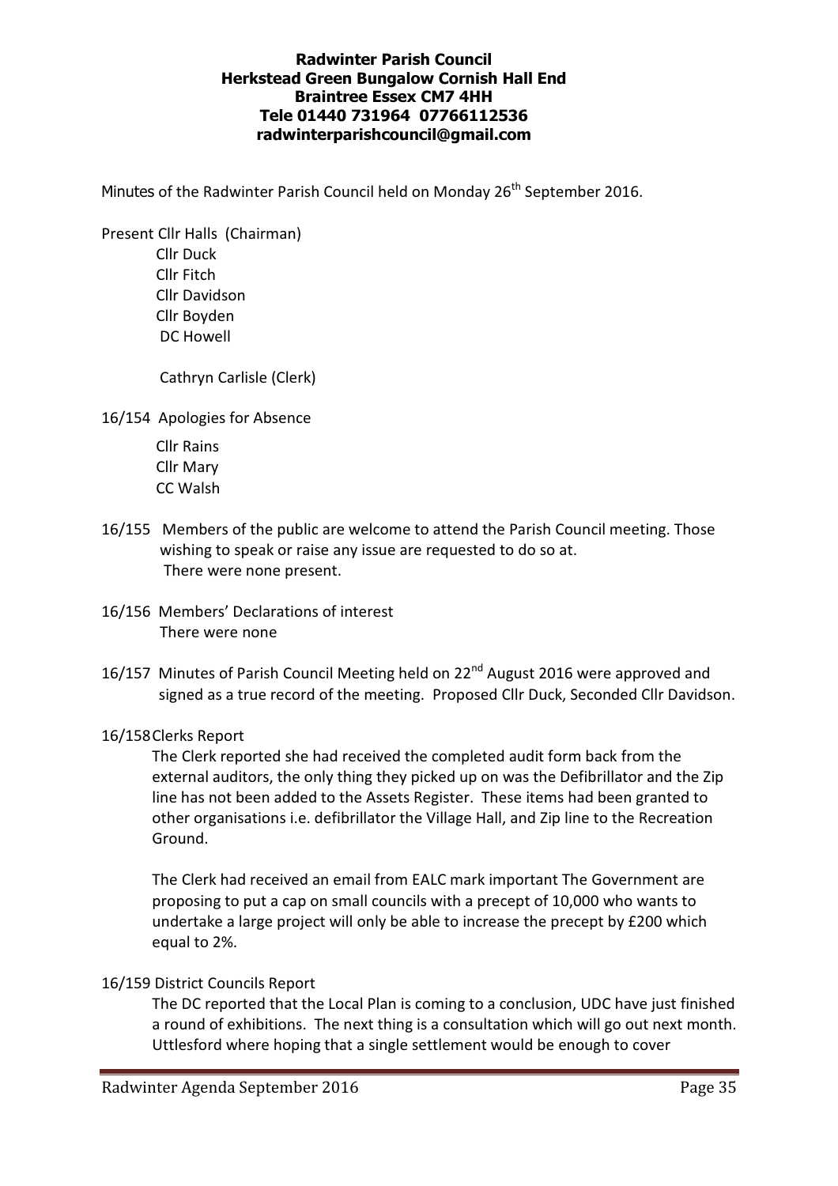**Radwinter Parish Council**
**Herkstead Green Bungalow Cornish Hall End**
**Braintree Essex CM7 4HH**
**Tele 01440 731964 07766112536**
**radwinterparishcouncil@gmail.com**

Minutes of the Radwinter Parish Council held on Monday 26th September 2016.

Present Cllr Halls (Chairman)
Cllr Duck
Cllr Fitch
Cllr Davidson
Cllr Boyden
DC Howell

Cathryn Carlisle (Clerk)

16/154 Apologies for Absence

Cllr Rains
Cllr Mary
CC Walsh

16/155 Members of the public are welcome to attend the Parish Council meeting. Those wishing to speak or raise any issue are requested to do so at.
There were none present.

16/156 Members' Declarations of interest
There were none

16/157 Minutes of Parish Council Meeting held on 22nd August 2016 were approved and signed as a true record of the meeting. Proposed Cllr Duck, Seconded Cllr Davidson.

16/158 Clerks Report

The Clerk reported she had received the completed audit form back from the external auditors, the only thing they picked up on was the Defibrillator and the Zip line has not been added to the Assets Register. These items had been granted to other organisations i.e. defibrillator the Village Hall, and Zip line to the Recreation Ground.

The Clerk had received an email from EALC mark important The Government are proposing to put a cap on small councils with a precept of 10,000 who wants to undertake a large project will only be able to increase the precept by £200 which equal to 2%.

16/159 District Councils Report

The DC reported that the Local Plan is coming to a conclusion, UDC have just finished a round of exhibitions. The next thing is a consultation which will go out next month. Uttlesford where hoping that a single settlement would be enough to cover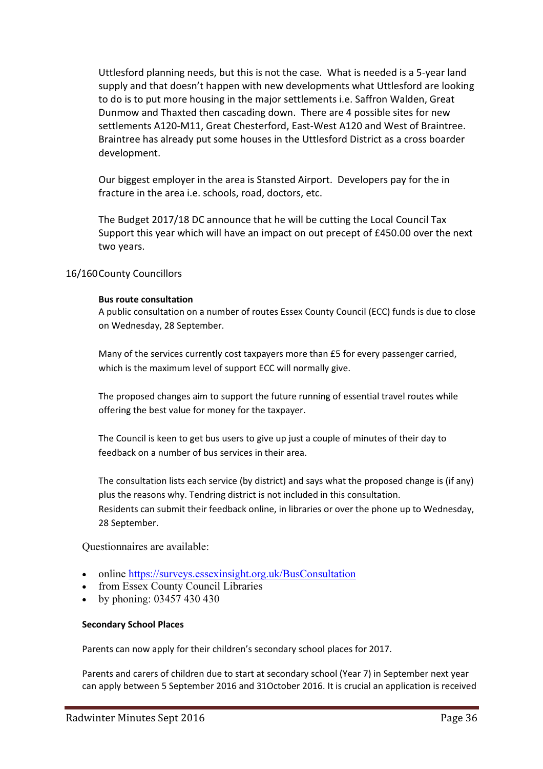Uttlesford planning needs, but this is not the case. What is needed is a 5-year land supply and that doesn't happen with new developments what Uttlesford are looking to do is to put more housing in the major settlements i.e. Saffron Walden, Great Dunmow and Thaxted then cascading down. There are 4 possible sites for new settlements A120-M11, Great Chesterford, East-West A120 and West of Braintree. Braintree has already put some houses in the Uttlesford District as a cross boarder development.

Our biggest employer in the area is Stansted Airport. Developers pay for the in fracture in the area i.e. schools, road, doctors, etc.

The Budget 2017/18 DC announce that he will be cutting the Local Council Tax Support this year which will have an impact on out precept of £450.00 over the next two years.

16/160 County Councillors

**Bus route consultation**

A public consultation on a number of routes Essex County Council (ECC) funds is due to close on Wednesday, 28 September.

Many of the services currently cost taxpayers more than £5 for every passenger carried, which is the maximum level of support ECC will normally give.

The proposed changes aim to support the future running of essential travel routes while offering the best value for money for the taxpayer.

The Council is keen to get bus users to give up just a couple of minutes of their day to feedback on a number of bus services in their area.

The consultation lists each service (by district) and says what the proposed change is (if any) plus the reasons why. Tendring district is not included in this consultation.
Residents can submit their feedback online, in libraries or over the phone up to Wednesday, 28 September.

Questionnaires are available:

- online https://surveys.essexinsight.org.uk/BusConsultation
- from Essex County Council Libraries
- by phoning: 03457 430 430

**Secondary School Places**

Parents can now apply for their children's secondary school places for 2017.

Parents and carers of children due to start at secondary school (Year 7) in September next year can apply between 5 September 2016 and 31October 2016. It is crucial an application is received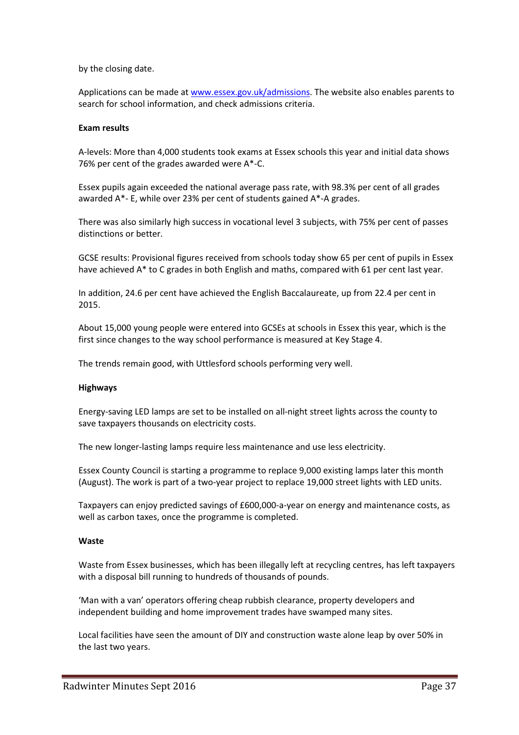by the closing date.

Applications can be made at [www.essex.gov.uk/admissions](www.essex.gov.uk/admissions). The website also enables parents to search for school information, and check admissions criteria.

**Exam results**

A-levels: More than 4,000 students took exams at Essex schools this year and initial data shows 76% per cent of the grades awarded were A*-C.

Essex pupils again exceeded the national average pass rate, with 98.3% per cent of all grades awarded A*- E, while over 23% per cent of students gained A*-A grades.

There was also similarly high success in vocational level 3 subjects, with 75% per cent of passes distinctions or better.

GCSE results: Provisional figures received from schools today show 65 per cent of pupils in Essex have achieved A* to C grades in both English and maths, compared with 61 per cent last year.

In addition, 24.6 per cent have achieved the English Baccalaureate, up from 22.4 per cent in 2015.

About 15,000 young people were entered into GCSEs at schools in Essex this year, which is the first since changes to the way school performance is measured at Key Stage 4.

The trends remain good, with Uttlesford schools performing very well.

**Highways**

Energy-saving LED lamps are set to be installed on all-night street lights across the county to save taxpayers thousands on electricity costs.

The new longer-lasting lamps require less maintenance and use less electricity.

Essex County Council is starting a programme to replace 9,000 existing lamps later this month (August). The work is part of a two-year project to replace 19,000 street lights with LED units.

Taxpayers can enjoy predicted savings of £600,000-a-year on energy and maintenance costs, as well as carbon taxes, once the programme is completed.

**Waste**

Waste from Essex businesses, which has been illegally left at recycling centres, has left taxpayers with a disposal bill running to hundreds of thousands of pounds.

'Man with a van' operators offering cheap rubbish clearance, property developers and independent building and home improvement trades have swamped many sites.

Local facilities have seen the amount of DIY and construction waste alone leap by over 50% in the last two years.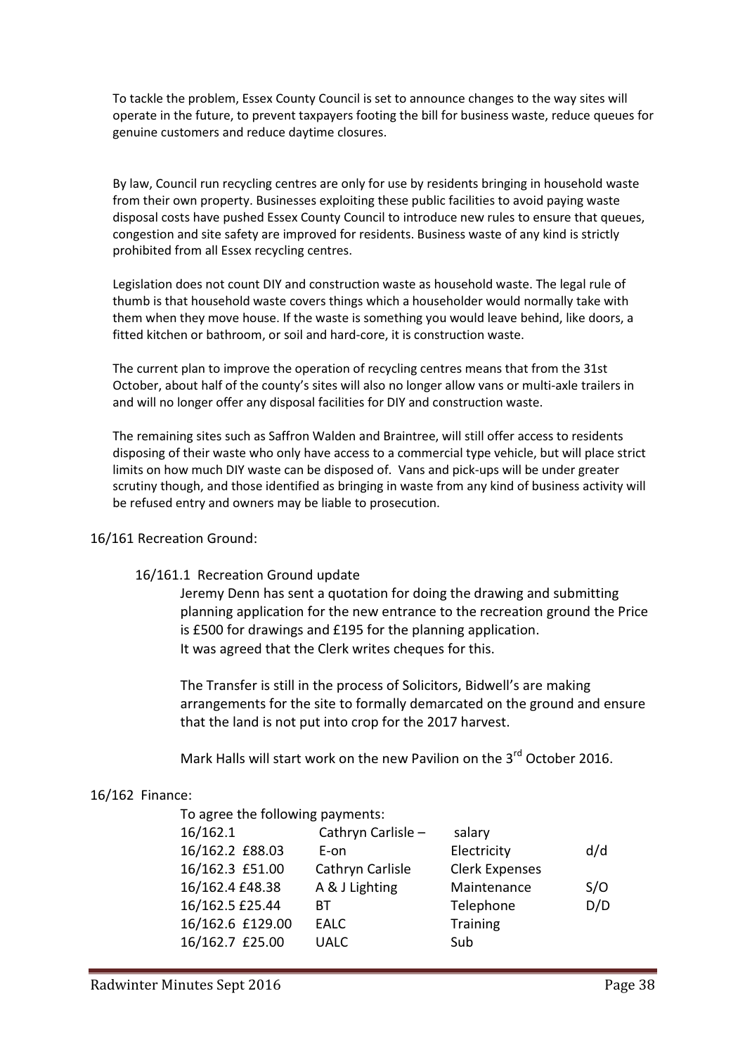To tackle the problem, Essex County Council is set to announce changes to the way sites will operate in the future, to prevent taxpayers footing the bill for business waste, reduce queues for genuine customers and reduce daytime closures.

By law, Council run recycling centres are only for use by residents bringing in household waste from their own property. Businesses exploiting these public facilities to avoid paying waste disposal costs have pushed Essex County Council to introduce new rules to ensure that queues, congestion and site safety are improved for residents. Business waste of any kind is strictly prohibited from all Essex recycling centres.

Legislation does not count DIY and construction waste as household waste. The legal rule of thumb is that household waste covers things which a householder would normally take with them when they move house. If the waste is something you would leave behind, like doors, a fitted kitchen or bathroom, or soil and hard-core, it is construction waste.

The current plan to improve the operation of recycling centres means that from the 31st October, about half of the county's sites will also no longer allow vans or multi-axle trailers in and will no longer offer any disposal facilities for DIY and construction waste.

The remaining sites such as Saffron Walden and Braintree, will still offer access to residents disposing of their waste who only have access to a commercial type vehicle, but will place strict limits on how much DIY waste can be disposed of. Vans and pick-ups will be under greater scrutiny though, and those identified as bringing in waste from any kind of business activity will be refused entry and owners may be liable to prosecution.

16/161 Recreation Ground:

16/161.1 Recreation Ground update

Jeremy Denn has sent a quotation for doing the drawing and submitting planning application for the new entrance to the recreation ground the Price is £500 for drawings and £195 for the planning application.
It was agreed that the Clerk writes cheques for this.

The Transfer is still in the process of Solicitors, Bidwell's are making arrangements for the site to formally demarcated on the ground and ensure that the land is not put into crop for the 2017 harvest.

Mark Halls will start work on the new Pavilion on the 3rd October 2016.

16/162 Finance:

To agree the following payments:

| | | | |
|---|---|---|---|
| 16/162.1 | Cathryn Carlisle – | salary | |
| 16/162.2 £88.03 | E-on | Electricity | d/d |
| 16/162.3 £51.00 | Cathryn Carlisle | Clerk Expenses | |
| 16/162.4 £48.38 | A & J Lighting | Maintenance | S/O |
| 16/162.5 £25.44 | BT | Telephone | D/D |
| 16/162.6 £129.00 | EALC | Training | |
| 16/162.7 £25.00 | UALC | Sub | |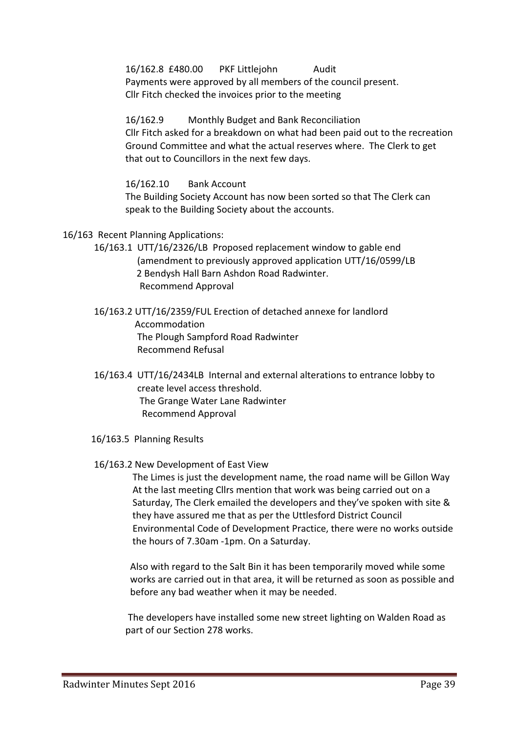16/162.8 £480.00 PKF Littlejohn Audit
Payments were approved by all members of the council present.
Cllr Fitch checked the invoices prior to the meeting

16/162.9 Monthly Budget and Bank Reconciliation
Cllr Fitch asked for a breakdown on what had been paid out to the recreation Ground Committee and what the actual reserves where. The Clerk to get that out to Councillors in the next few days.

16/162.10 Bank Account
The Building Society Account has now been sorted so that The Clerk can speak to the Building Society about the accounts.

16/163 Recent Planning Applications:

16/163.1 UTT/16/2326/LB Proposed replacement window to gable end (amendment to previously approved application UTT/16/0599/LB
2 Bendysh Hall Barn Ashdon Road Radwinter.
Recommend Approval

16/163.2 UTT/16/2359/FUL Erection of detached annexe for landlord Accommodation
The Plough Sampford Road Radwinter
Recommend Refusal

16/163.4 UTT/16/2434LB Internal and external alterations to entrance lobby to create level access threshold.
The Grange Water Lane Radwinter
Recommend Approval

16/163.5 Planning Results

16/163.2 New Development of East View

The Limes is just the development name, the road name will be Gillon Way
At the last meeting Cllrs mention that work was being carried out on a Saturday, The Clerk emailed the developers and they've spoken with site & they have assured me that as per the Uttlesford District Council Environmental Code of Development Practice, there were no works outside the hours of 7.30am -1pm. On a Saturday.

Also with regard to the Salt Bin it has been temporarily moved while some works are carried out in that area, it will be returned as soon as possible and before any bad weather when it may be needed.

The developers have installed some new street lighting on Walden Road as part of our Section 278 works.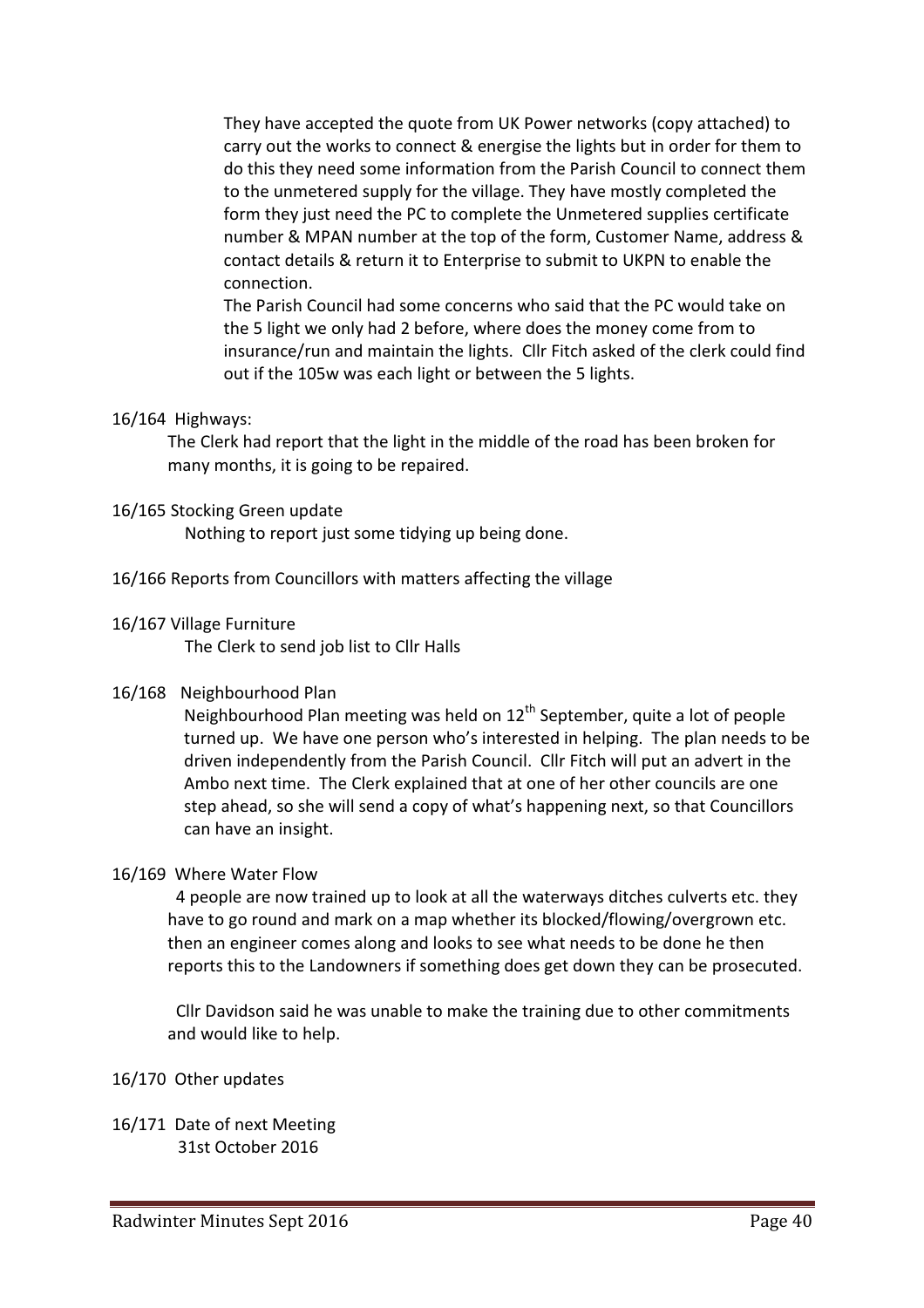They have accepted the quote from UK Power networks (copy attached) to carry out the works to connect & energise the lights but in order for them to do this they need some information from the Parish Council to connect them to the unmetered supply for the village. They have mostly completed the form they just need the PC to complete the Unmetered supplies certificate number & MPAN number at the top of the form, Customer Name, address & contact details & return it to Enterprise to submit to UKPN to enable the connection.

The Parish Council had some concerns who said that the PC would take on the 5 light we only had 2 before, where does the money come from to insurance/run and maintain the lights. Cllr Fitch asked of the clerk could find out if the 105w was each light or between the 5 lights.

16/164 Highways:

The Clerk had report that the light in the middle of the road has been broken for many months, it is going to be repaired.

16/165 Stocking Green update

Nothing to report just some tidying up being done.

16/166 Reports from Councillors with matters affecting the village

16/167 Village Furniture

The Clerk to send job list to Cllr Halls

16/168 Neighbourhood Plan

Neighbourhood Plan meeting was held on 12th September, quite a lot of people turned up. We have one person who's interested in helping. The plan needs to be driven independently from the Parish Council. Cllr Fitch will put an advert in the Ambo next time. The Clerk explained that at one of her other councils are one step ahead, so she will send a copy of what's happening next, so that Councillors can have an insight.

16/169 Where Water Flow

4 people are now trained up to look at all the waterways ditches culverts etc. they have to go round and mark on a map whether its blocked/flowing/overgrown etc. then an engineer comes along and looks to see what needs to be done he then reports this to the Landowners if something does get down they can be prosecuted.

Cllr Davidson said he was unable to make the training due to other commitments and would like to help.

16/170 Other updates

16/171 Date of next Meeting

31st October 2016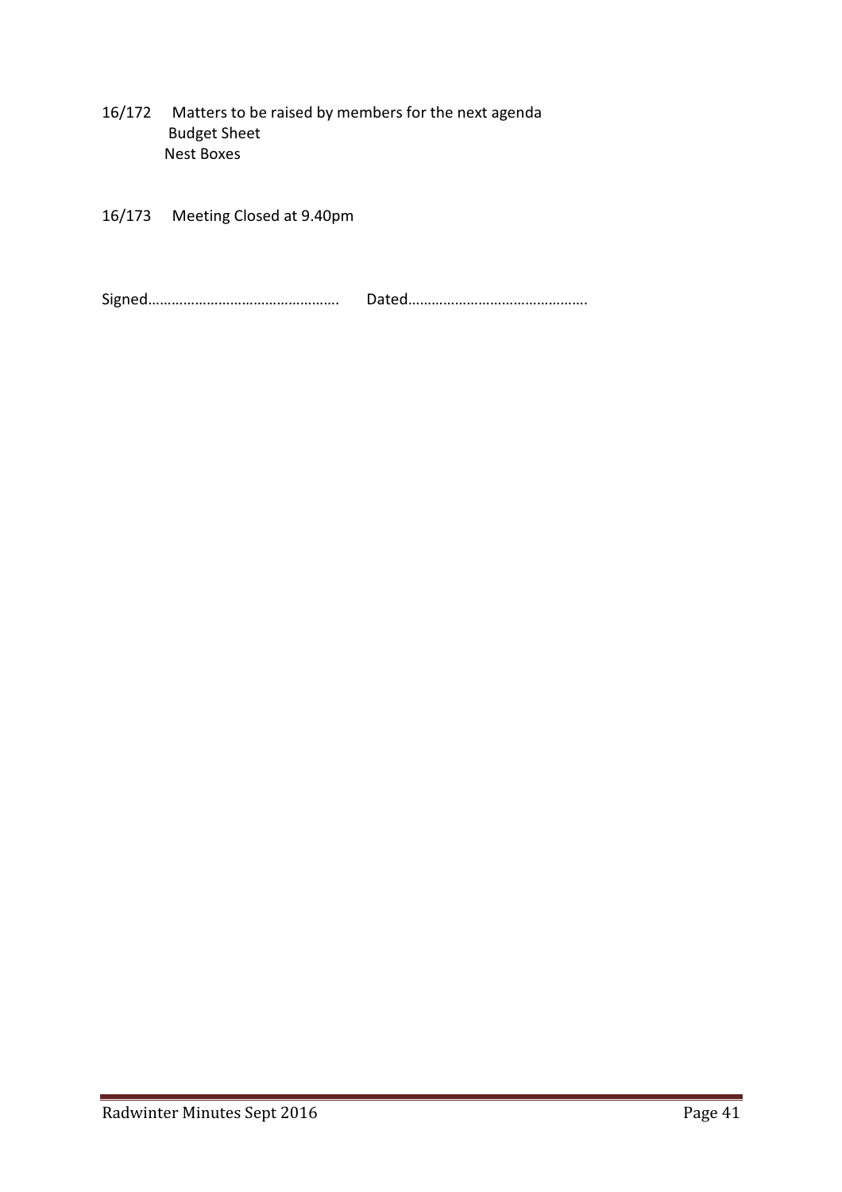16/172 Matters to be raised by members for the next agenda
Budget Sheet
Nest Boxes

16/173 Meeting Closed at 9.40pm

Signed…………………………………………. Dated……………………………………….